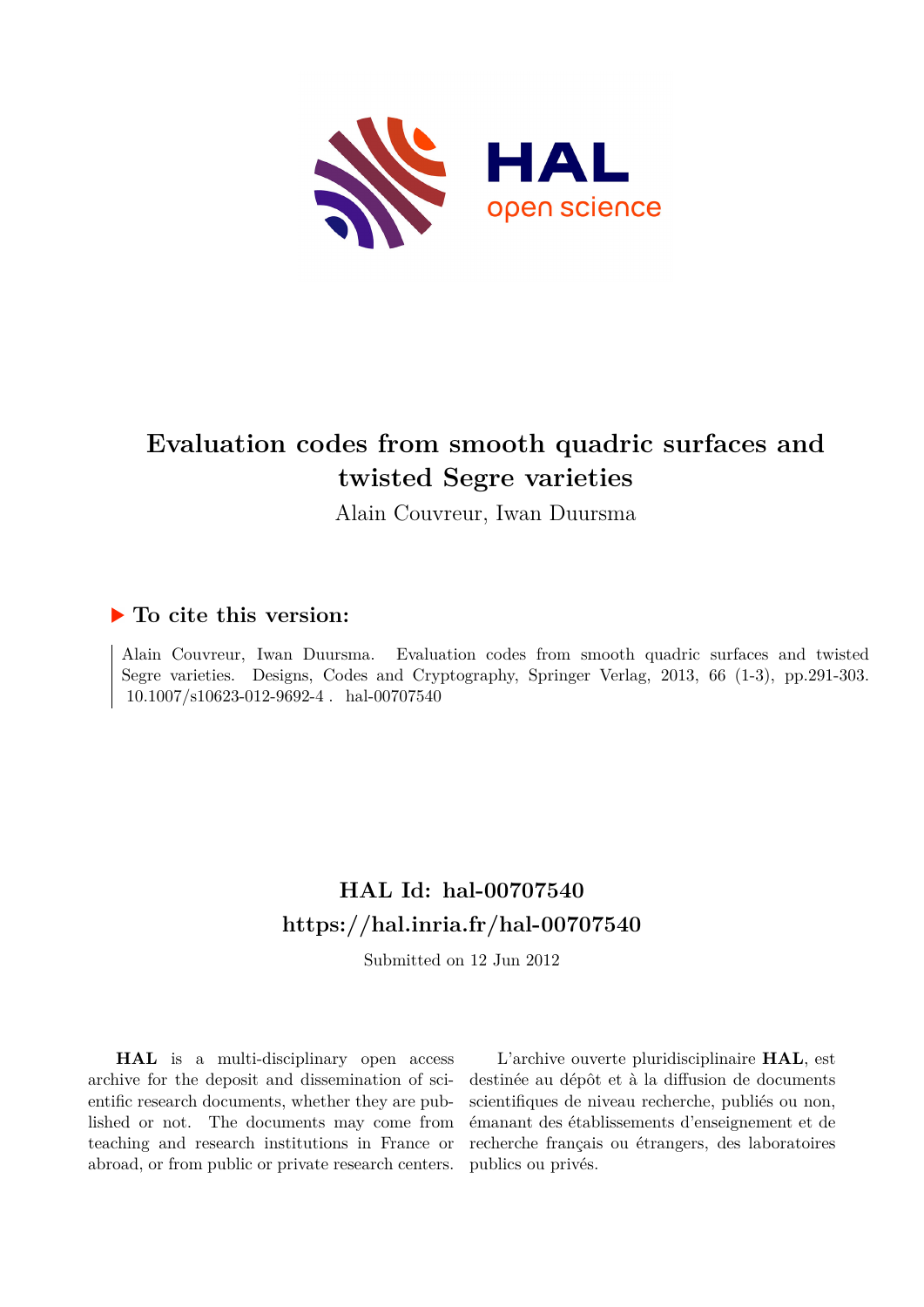# Evaluation codes from smooth quadric surfaces and twisted Segre varieties

Alain Couvreur, Iwan Duursma

## To cite this version:

Alain Couvreur, Iwan Duursma. Evaluation codes from smooth quadric surfaces and twisted Segre varieties. Designs, Codes and Cryptography, Springer Verlag, 2013, 66 (1-3), pp.291-303. 10.1007/s10623-012-9692-4 . hal-00707540

## HAL Id: hal-00707540
## https://hal.inria.fr/hal-00707540

Submitted on 12 Jun 2012

**HAL** is a multi-disciplinary open access archive for the deposit and dissemination of scientific research documents, whether they are published or not. The documents may come from teaching and research institutions in France or abroad, or from public or private research centers.

L'archive ouverte pluridisciplinaire **HAL**, est destinée au dépôt et à la diffusion de documents scientifiques de niveau recherche, publiés ou non, émanant des établissements d'enseignement et de recherche français ou étrangers, des laboratoires publics ou privés.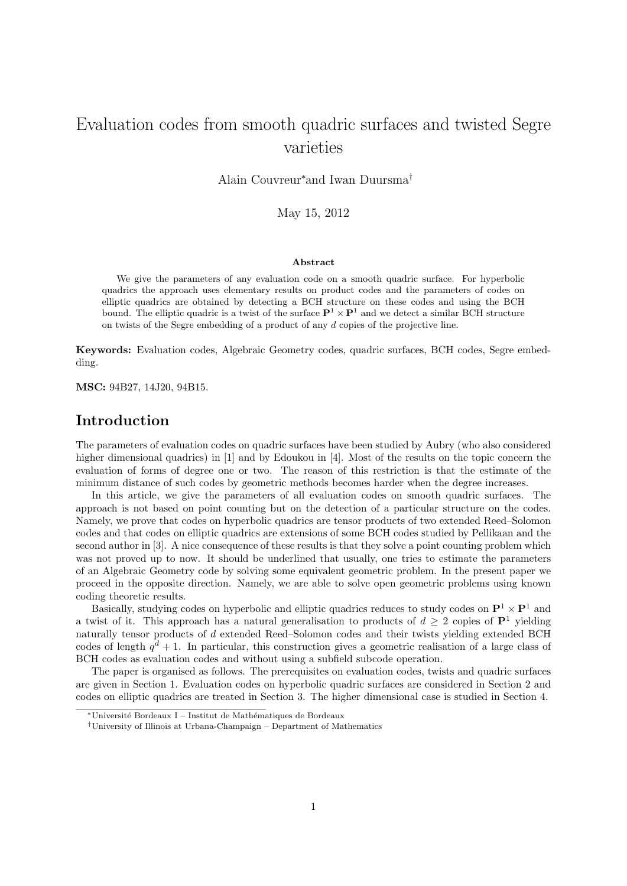# Evaluation codes from smooth quadric surfaces and twisted Segre varieties

Alain Couvreur* and Iwan Duursma†

May 15, 2012

### Abstract

We give the parameters of any evaluation code on a smooth quadric surface. For hyperbolic quadrics the approach uses elementary results on product codes and the parameters of codes on elliptic quadrics are obtained by detecting a BCH structure on these codes and using the BCH bound. The elliptic quadric is a twist of the surface $\mathbf{P}^1 \times \mathbf{P}^1$ and we detect a similar BCH structure on twists of the Segre embedding of a product of any $d$ copies of the projective line.

**Keywords:** Evaluation codes, Algebraic Geometry codes, quadric surfaces, BCH codes, Segre embedding.

**MSC:** 94B27, 14J20, 94B15.

## Introduction

The parameters of evaluation codes on quadric surfaces have been studied by Aubry (who also considered higher dimensional quadrics) in [1] and by Edoukou in [4]. Most of the results on the topic concern the evaluation of forms of degree one or two. The reason of this restriction is that the estimate of the minimum distance of such codes by geometric methods becomes harder when the degree increases.

In this article, we give the parameters of all evaluation codes on smooth quadric surfaces. The approach is not based on point counting but on the detection of a particular structure on the codes. Namely, we prove that codes on hyperbolic quadrics are tensor products of two extended Reed–Solomon codes and that codes on elliptic quadrics are extensions of some BCH codes studied by Pellikaan and the second author in [3]. A nice consequence of these results is that they solve a point counting problem which was not proved up to now. It should be underlined that usually, one tries to estimate the parameters of an Algebraic Geometry code by solving some equivalent geometric problem. In the present paper we proceed in the opposite direction. Namely, we are able to solve open geometric problems using known coding theoretic results.

Basically, studying codes on hyperbolic and elliptic quadrics reduces to study codes on $\mathbf{P}^1 \times \mathbf{P}^1$ and a twist of it. This approach has a natural generalisation to products of $d \geq 2$ copies of $\mathbf{P}^1$ yielding naturally tensor products of $d$ extended Reed–Solomon codes and their twists yielding extended BCH codes of length $q^d + 1$. In particular, this construction gives a geometric realisation of a large class of BCH codes as evaluation codes and without using a subfield subcode operation.

The paper is organised as follows. The prerequisites on evaluation codes, twists and quadric surfaces are given in Section 1. Evaluation codes on hyperbolic quadric surfaces are considered in Section 2 and codes on elliptic quadrics are treated in Section 3. The higher dimensional case is studied in Section 4.

*Université Bordeaux I – Institut de Mathématiques de Bordeaux

†University of Illinois at Urbana-Champaign – Department of Mathematics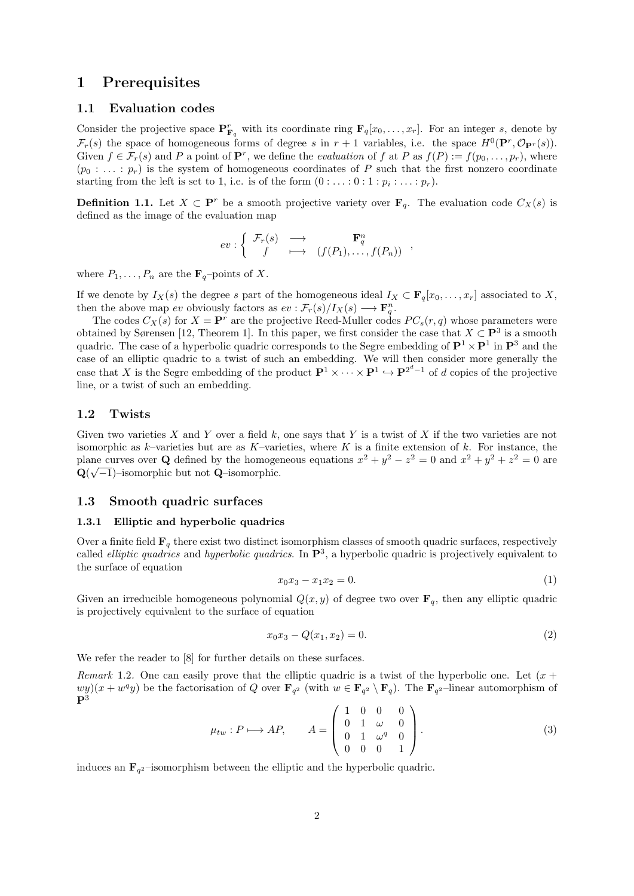# 1 Prerequisites

## 1.1 Evaluation codes

Consider the projective space $\mathbf{P}^r_{\mathbf{F}_q}$ with its coordinate ring $\mathbf{F}_q[x_0, \dots, x_r]$. For an integer $s$, denote by $\mathcal{F}_r(s)$ the space of homogeneous forms of degree $s$ in $r+1$ variables, i.e. the space $H^0(\mathbf{P}^r, \mathcal{O}_{\mathbf{P}^r}(s))$. Given $f \in \mathcal{F}_r(s)$ and $P$ a point of $\mathbf{P}^r$, we define the *evaluation* of $f$ at $P$ as $f(P) := f(p_0, \dots, p_r)$, where $(p_0 : \dots : p_r)$ is the system of homogeneous coordinates of $P$ such that the first nonzero coordinate starting from the left is set to 1, i.e. is of the form $(0 : \dots : 0 : 1 : p_i : \dots : p_r)$.

**Definition 1.1.** Let $X \subset \mathbf{P}^r$ be a smooth projective variety over $\mathbf{F}_q$. The evaluation code $C_X(s)$ is defined as the image of the evaluation map

$$ev : \left\{ \begin{array}{ccc} \mathcal{F}_r(s) & \longrightarrow & \mathbf{F}_q^n \\ f & \longmapsto & (f(P_1), \dots, f(P_n)) \end{array} \right. ,$$

where $P_1, \dots, P_n$ are the $\mathbf{F}_q$–points of $X$.

If we denote by $I_X(s)$ the degree $s$ part of the homogeneous ideal $I_X \subset \mathbf{F}_q[x_0, \dots, x_r]$ associated to $X$, then the above map $ev$ obviously factors as $ev : \mathcal{F}_r(s)/I_X(s) \longrightarrow \mathbf{F}_q^n$.

The codes $C_X(s)$ for $X = \mathbf{P}^r$ are the projective Reed-Muller codes $PC_s(r, q)$ whose parameters were obtained by Sørensen [12, Theorem 1]. In this paper, we first consider the case that $X \subset \mathbf{P}^3$ is a smooth quadric. The case of a hyperbolic quadric corresponds to the Segre embedding of $\mathbf{P}^1 \times \mathbf{P}^1$ in $\mathbf{P}^3$ and the case of an elliptic quadric to a twist of such an embedding. We will then consider more generally the case that $X$ is the Segre embedding of the product $\mathbf{P}^1 \times \cdots \times \mathbf{P}^1 \hookrightarrow \mathbf{P}^{2^d - 1}$ of $d$ copies of the projective line, or a twist of such an embedding.

## 1.2 Twists

Given two varieties $X$ and $Y$ over a field $k$, one says that $Y$ is a twist of $X$ if the two varieties are not isomorphic as $k$–varieties but are as $K$–varieties, where $K$ is a finite extension of $k$. For instance, the plane curves over $\mathbf{Q}$ defined by the homogeneous equations $x^2 + y^2 - z^2 = 0$ and $x^2 + y^2 + z^2 = 0$ are $\mathbf{Q}(\sqrt{-1})$–isomorphic but not $\mathbf{Q}$–isomorphic.

## 1.3 Smooth quadric surfaces

### 1.3.1 Elliptic and hyperbolic quadrics

Over a finite field $\mathbf{F}_q$ there exist two distinct isomorphism classes of smooth quadric surfaces, respectively called *elliptic quadrics* and *hyperbolic quadrics*. In $\mathbf{P}^3$, a hyperbolic quadric is projectively equivalent to the surface of equation

$$x_0 x_3 - x_1 x_2 = 0. \tag{1}$$

Given an irreducible homogeneous polynomial $Q(x, y)$ of degree two over $\mathbf{F}_q$, then any elliptic quadric is projectively equivalent to the surface of equation

$$x_0 x_3 - Q(x_1, x_2) = 0. \tag{2}$$

We refer the reader to [8] for further details on these surfaces.

*Remark* 1.2. One can easily prove that the elliptic quadric is a twist of the hyperbolic one. Let $(x + wy)(x + w^q y)$ be the factorisation of $Q$ over $\mathbf{F}_{q^2}$ (with $w \in \mathbf{F}_{q^2} \setminus \mathbf{F}_q$). The $\mathbf{F}_{q^2}$–linear automorphism of $\mathbf{P}^3$

$$\mu_{tw} : P \longmapsto AP, \qquad A = \begin{pmatrix} 1 & 0 & 0 & 0 \\ 0 & 1 & \omega & 0 \\ 0 & 1 & \omega^q & 0 \\ 0 & 0 & 0 & 1 \end{pmatrix}. \tag{3}$$

induces an $\mathbf{F}_{q^2}$–isomorphism between the elliptic and the hyperbolic quadric.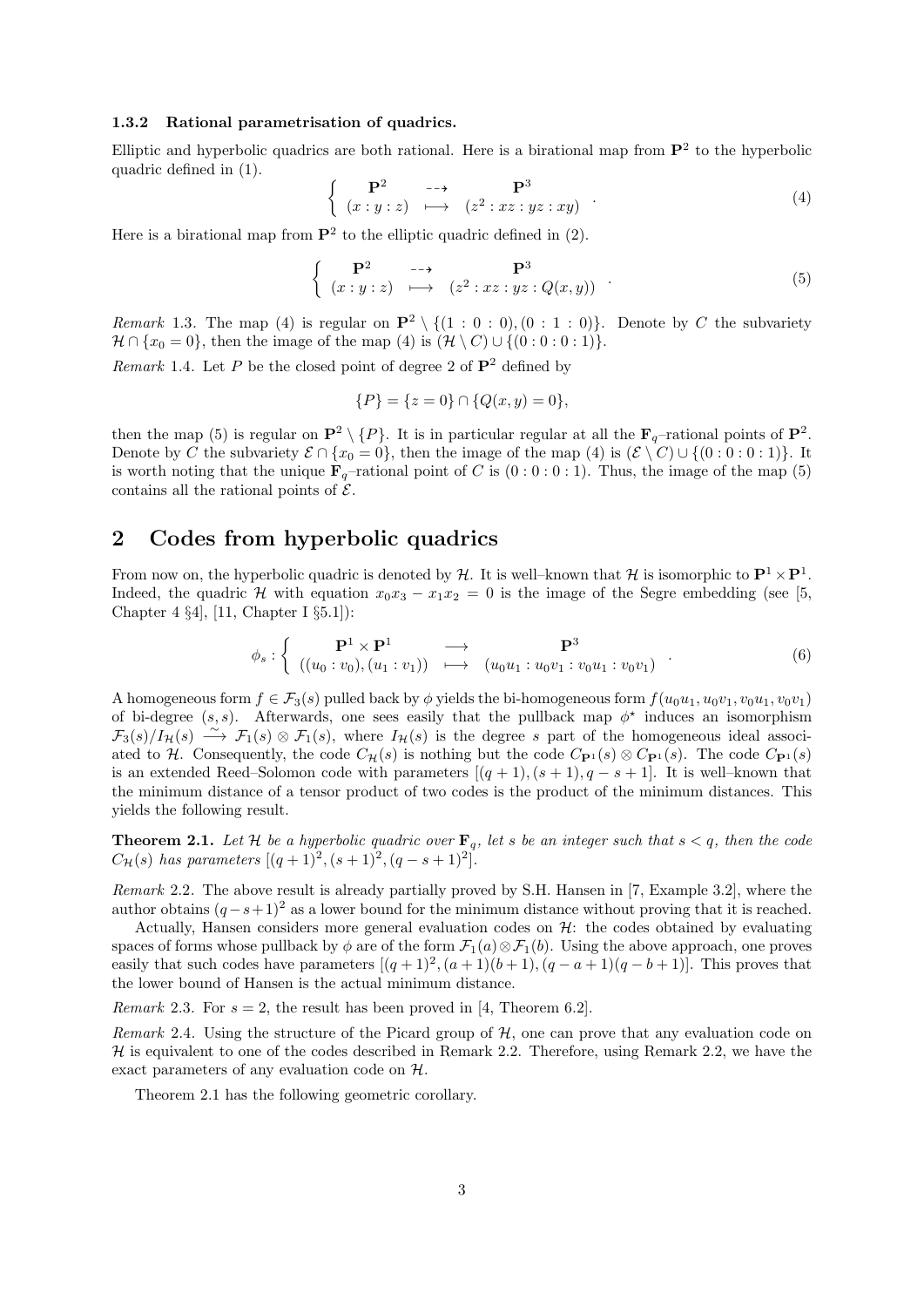### 1.3.2 Rational parametrisation of quadrics.

Elliptic and hyperbolic quadrics are both rational. Here is a birational map from $\mathbf{P}^2$ to the hyperbolic quadric defined in (1).

$$\left\{ \begin{array}{ccc} \mathbf{P}^2 & \dashrightarrow & \mathbf{P}^3 \\ (x:y:z) & \longmapsto & (z^2 : xz : yz : xy) \end{array} \right. . \tag{4}$$

Here is a birational map from $\mathbf{P}^2$ to the elliptic quadric defined in (2).

$$\left\{ \begin{array}{ccc} \mathbf{P}^2 & \dashrightarrow & \mathbf{P}^3 \\ (x:y:z) & \longmapsto & (z^2 : xz : yz : Q(x,y)) \end{array} \right. . \tag{5}$$

*Remark* 1.3. The map (4) is regular on $\mathbf{P}^2 \setminus \{(1:0:0),(0:1:0)\}$. Denote by $C$ the subvariety $\mathcal{H} \cap \{x_0 = 0\}$, then the image of the map (4) is $(\mathcal{H} \setminus C) \cup \{(0:0:0:1)\}$.

*Remark* 1.4. Let $P$ be the closed point of degree 2 of $\mathbf{P}^2$ defined by

$$\{P\} = \{z = 0\} \cap \{Q(x,y) = 0\},$$

then the map (5) is regular on $\mathbf{P}^2 \setminus \{P\}$. It is in particular regular at all the $\mathbf{F}_q$–rational points of $\mathbf{P}^2$. Denote by $C$ the subvariety $\mathcal{E} \cap \{x_0 = 0\}$, then the image of the map (4) is $(\mathcal{E} \setminus C) \cup \{(0:0:0:1)\}$. It is worth noting that the unique $\mathbf{F}_q$–rational point of $C$ is $(0:0:0:1)$. Thus, the image of the map (5) contains all the rational points of $\mathcal{E}$.

## 2 Codes from hyperbolic quadrics

From now on, the hyperbolic quadric is denoted by $\mathcal{H}$. It is well–known that $\mathcal{H}$ is isomorphic to $\mathbf{P}^1 \times \mathbf{P}^1$. Indeed, the quadric $\mathcal{H}$ with equation $x_0 x_3 - x_1 x_2 = 0$ is the image of the Segre embedding (see [5, Chapter 4 §4], [11, Chapter I §5.1]):

$$\phi_s : \left\{ \begin{array}{ccc} \mathbf{P}^1 \times \mathbf{P}^1 & \longrightarrow & \mathbf{P}^3 \\ ((u_0 : v_0),(u_1 : v_1)) & \longmapsto & (u_0 u_1 : u_0 v_1 : v_0 u_1 : v_0 v_1) \end{array} \right. . \tag{6}$$

A homogeneous form $f \in \mathcal{F}_3(s)$ pulled back by $\phi$ yields the bi-homogeneous form $f(u_0u_1, u_0v_1, v_0u_1, v_0v_1)$ of bi-degree $(s,s)$. Afterwards, one sees easily that the pullback map $\phi^\star$ induces an isomorphism $\mathcal{F}_3(s)/I_{\mathcal{H}}(s) \xrightarrow{\sim} \mathcal{F}_1(s) \otimes \mathcal{F}_1(s)$, where $I_{\mathcal{H}}(s)$ is the degree $s$ part of the homogeneous ideal associated to $\mathcal{H}$. Consequently, the code $C_{\mathcal{H}}(s)$ is nothing but the code $C_{\mathbf{P}^1}(s) \otimes C_{\mathbf{P}^1}(s)$. The code $C_{\mathbf{P}^1}(s)$ is an extended Reed–Solomon code with parameters $[(q+1),(s+1),q-s+1]$. It is well–known that the minimum distance of a tensor product of two codes is the product of the minimum distances. This yields the following result.

**Theorem 2.1.** *Let $\mathcal{H}$ be a hyperbolic quadric over $\mathbf{F}_q$, let $s$ be an integer such that $s < q$, then the code $C_{\mathcal{H}}(s)$ has parameters $[(q+1)^2,(s+1)^2,(q-s+1)^2]$.*

*Remark* 2.2. The above result is already partially proved by S.H. Hansen in [7, Example 3.2], where the author obtains $(q-s+1)^2$ as a lower bound for the minimum distance without proving that it is reached.

Actually, Hansen considers more general evaluation codes on $\mathcal{H}$: the codes obtained by evaluating spaces of forms whose pullback by $\phi$ are of the form $\mathcal{F}_1(a) \otimes \mathcal{F}_1(b)$. Using the above approach, one proves easily that such codes have parameters $[(q+1)^2,(a+1)(b+1),(q-a+1)(q-b+1)]$. This proves that the lower bound of Hansen is the actual minimum distance.

*Remark* 2.3. For $s = 2$, the result has been proved in [4, Theorem 6.2].

*Remark* 2.4. Using the structure of the Picard group of $\mathcal{H}$, one can prove that any evaluation code on $\mathcal{H}$ is equivalent to one of the codes described in Remark 2.2. Therefore, using Remark 2.2, we have the exact parameters of any evaluation code on $\mathcal{H}$.

Theorem 2.1 has the following geometric corollary.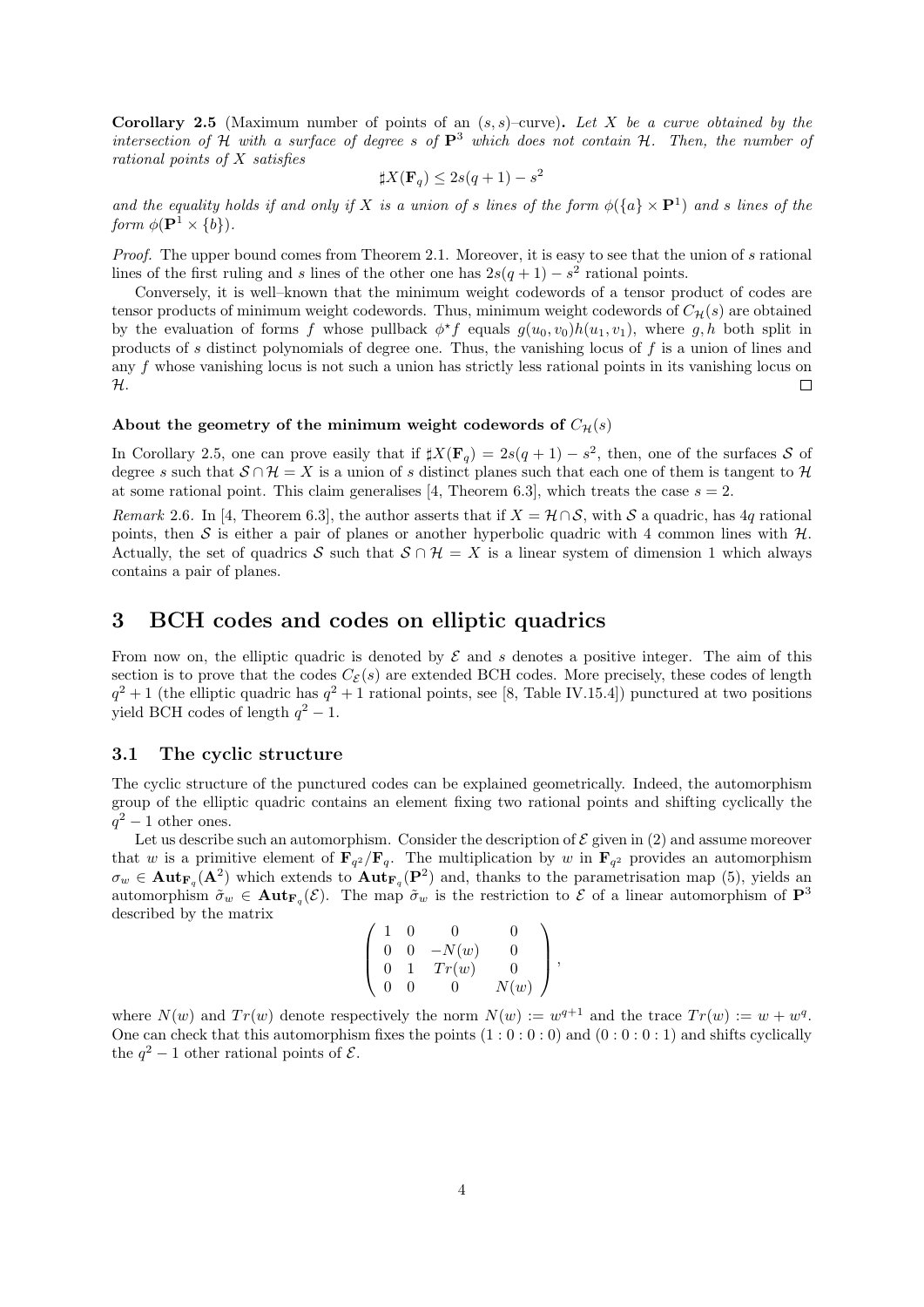**Corollary 2.5** (Maximum number of points of an $(s, s)$–curve)**.** *Let $X$ be a curve obtained by the intersection of $\mathcal{H}$ with a surface of degree $s$ of $\mathbf{P}^3$ which does not contain $\mathcal{H}$. Then, the number of rational points of $X$ satisfies*

$$\sharp X(\mathbf{F}_q) \leq 2s(q+1) - s^2$$

*and the equality holds if and only if $X$ is a union of $s$ lines of the form $\phi(\{a\} \times \mathbf{P}^1)$ and $s$ lines of the form $\phi(\mathbf{P}^1 \times \{b\})$.*

*Proof.* The upper bound comes from Theorem 2.1. Moreover, it is easy to see that the union of $s$ rational lines of the first ruling and $s$ lines of the other one has $2s(q+1) - s^2$ rational points.

Conversely, it is well–known that the minimum weight codewords of a tensor product of codes are tensor products of minimum weight codewords. Thus, minimum weight codewords of $C_{\mathcal{H}}(s)$ are obtained by the evaluation of forms $f$ whose pullback $\phi^\star f$ equals $g(u_0, v_0)h(u_1, v_1)$, where $g, h$ both split in products of $s$ distinct polynomials of degree one. Thus, the vanishing locus of $f$ is a union of lines and any $f$ whose vanishing locus is not such a union has strictly less rational points in its vanishing locus on $\mathcal{H}$. □

**About the geometry of the minimum weight codewords of $C_{\mathcal{H}}(s)$**

In Corollary 2.5, one can prove easily that if $\sharp X(\mathbf{F}_q) = 2s(q+1) - s^2$, then, one of the surfaces $\mathcal{S}$ of degree $s$ such that $\mathcal{S} \cap \mathcal{H} = X$ is a union of $s$ distinct planes such that each one of them is tangent to $\mathcal{H}$ at some rational point. This claim generalises [4, Theorem 6.3], which treats the case $s = 2$.

*Remark* 2.6. In [4, Theorem 6.3], the author asserts that if $X = \mathcal{H} \cap \mathcal{S}$, with $\mathcal{S}$ a quadric, has $4q$ rational points, then $\mathcal{S}$ is either a pair of planes or another hyperbolic quadric with 4 common lines with $\mathcal{H}$. Actually, the set of quadrics $\mathcal{S}$ such that $\mathcal{S} \cap \mathcal{H} = X$ is a linear system of dimension 1 which always contains a pair of planes.

# 3 BCH codes and codes on elliptic quadrics

From now on, the elliptic quadric is denoted by $\mathcal{E}$ and $s$ denotes a positive integer. The aim of this section is to prove that the codes $C_{\mathcal{E}}(s)$ are extended BCH codes. More precisely, these codes of length $q^2 + 1$ (the elliptic quadric has $q^2 + 1$ rational points, see [8, Table IV.15.4]) punctured at two positions yield BCH codes of length $q^2 - 1$.

## 3.1 The cyclic structure

The cyclic structure of the punctured codes can be explained geometrically. Indeed, the automorphism group of the elliptic quadric contains an element fixing two rational points and shifting cyclically the $q^2 - 1$ other ones.

Let us describe such an automorphism. Consider the description of $\mathcal{E}$ given in (2) and assume moreover that $w$ is a primitive element of $\mathbf{F}_{q^2}/\mathbf{F}_q$. The multiplication by $w$ in $\mathbf{F}_{q^2}$ provides an automorphism $\sigma_w \in \mathbf{Aut}_{\mathbf{F}_q}(\mathbf{A}^2)$ which extends to $\mathbf{Aut}_{\mathbf{F}_q}(\mathbf{P}^2)$ and, thanks to the parametrisation map (5), yields an automorphism $\tilde{\sigma}_w \in \mathbf{Aut}_{\mathbf{F}_q}(\mathcal{E})$. The map $\tilde{\sigma}_w$ is the restriction to $\mathcal{E}$ of a linear automorphism of $\mathbf{P}^3$ described by the matrix

$$\begin{pmatrix} 1 & 0 & 0 & 0 \\ 0 & 0 & -N(w) & 0 \\ 0 & 1 & Tr(w) & 0 \\ 0 & 0 & 0 & N(w) \end{pmatrix},$$

where $N(w)$ and $Tr(w)$ denote respectively the norm $N(w) := w^{q+1}$ and the trace $Tr(w) := w + w^q$. One can check that this automorphism fixes the points $(1:0:0:0)$ and $(0:0:0:1)$ and shifts cyclically the $q^2 - 1$ other rational points of $\mathcal{E}$.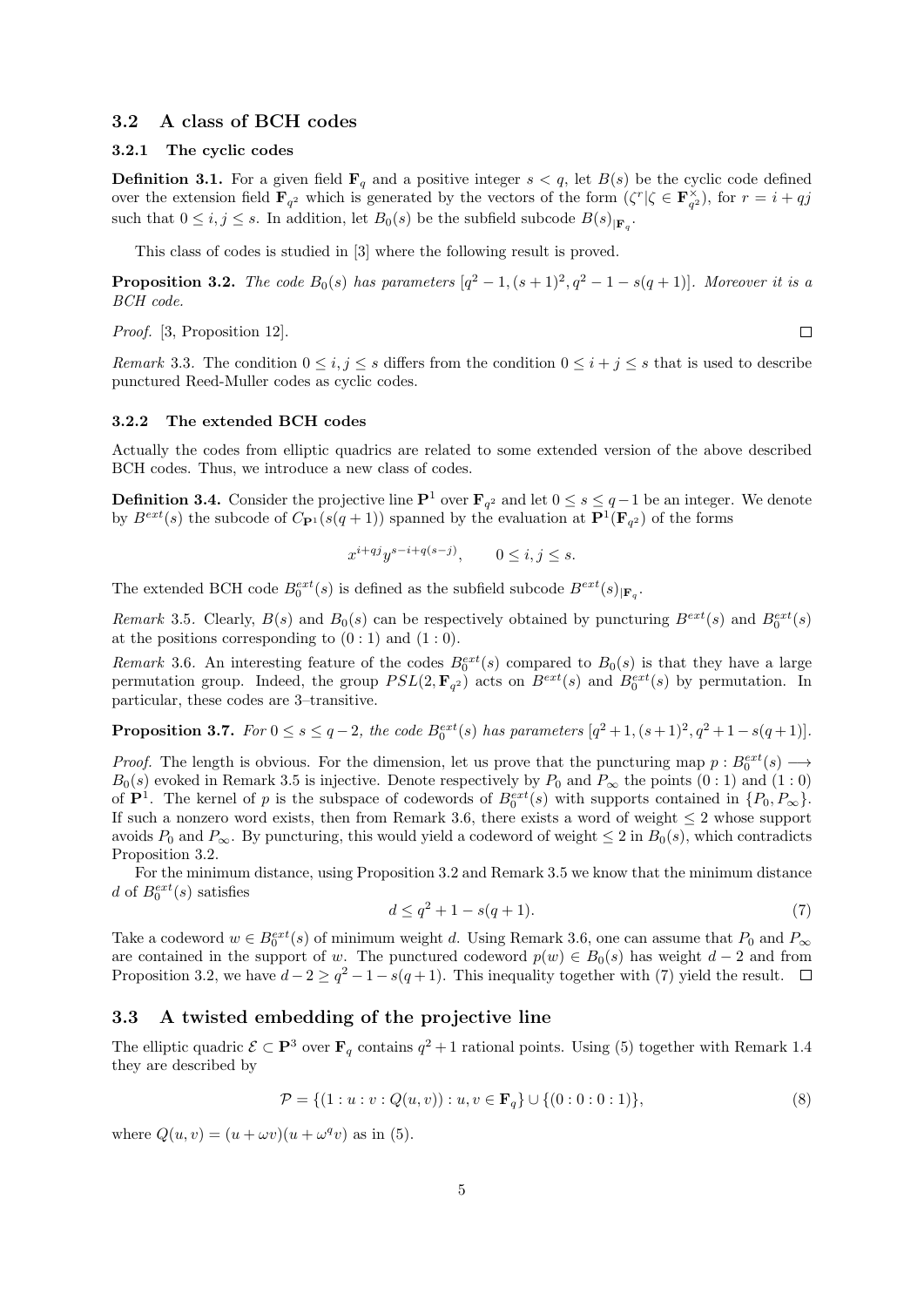## 3.2 A class of BCH codes

### 3.2.1 The cyclic codes

**Definition 3.1.** For a given field $\mathbf{F}_q$ and a positive integer $s < q$, let $B(s)$ be the cyclic code defined over the extension field $\mathbf{F}_{q^2}$ which is generated by the vectors of the form $(\zeta^r | \zeta \in \mathbf{F}_{q^2}^{\times})$, for $r = i + qj$ such that $0 \leq i, j \leq s$. In addition, let $B_0(s)$ be the subfield subcode $B(s)_{|\mathbf{F}_q}$.

This class of codes is studied in [3] where the following result is proved.

**Proposition 3.2.** *The code $B_0(s)$ has parameters $[q^2 - 1, (s+1)^2, q^2 - 1 - s(q+1)]$. Moreover it is a BCH code.*

*Proof.* [3, Proposition 12]. □

*Remark* 3.3. The condition $0 \leq i, j \leq s$ differs from the condition $0 \leq i + j \leq s$ that is used to describe punctured Reed-Muller codes as cyclic codes.

### 3.2.2 The extended BCH codes

Actually the codes from elliptic quadrics are related to some extended version of the above described BCH codes. Thus, we introduce a new class of codes.

**Definition 3.4.** Consider the projective line $\mathbf{P}^1$ over $\mathbf{F}_{q^2}$ and let $0 \leq s \leq q-1$ be an integer. We denote by $B^{ext}(s)$ the subcode of $C_{\mathbf{P}^1}(s(q+1))$ spanned by the evaluation at $\mathbf{P}^1(\mathbf{F}_{q^2})$ of the forms

$$x^{i+qj} y^{s-i+q(s-j)}, \qquad 0 \leq i, j \leq s.$$

The extended BCH code $B_0^{ext}(s)$ is defined as the subfield subcode $B^{ext}(s)_{|\mathbf{F}_q}$.

*Remark* 3.5. Clearly, $B(s)$ and $B_0(s)$ can be respectively obtained by puncturing $B^{ext}(s)$ and $B_0^{ext}(s)$ at the positions corresponding to $(0:1)$ and $(1:0)$.

*Remark* 3.6. An interesting feature of the codes $B_0^{ext}(s)$ compared to $B_0(s)$ is that they have a large permutation group. Indeed, the group $PSL(2, \mathbf{F}_{q^2})$ acts on $B^{ext}(s)$ and $B_0^{ext}(s)$ by permutation. In particular, these codes are 3–transitive.

**Proposition 3.7.** *For $0 \leq s \leq q-2$, the code $B_0^{ext}(s)$ has parameters $[q^2+1, (s+1)^2, q^2+1-s(q+1)]$.*

*Proof.* The length is obvious. For the dimension, let us prove that the puncturing map $p : B_0^{ext}(s) \longrightarrow B_0(s)$ evoked in Remark 3.5 is injective. Denote respectively by $P_0$ and $P_\infty$ the points $(0:1)$ and $(1:0)$ of $\mathbf{P}^1$. The kernel of $p$ is the subspace of codewords of $B_0^{ext}(s)$ with supports contained in $\{P_0, P_\infty\}$. If such a nonzero word exists, then from Remark 3.6, there exists a word of weight $\leq 2$ whose support avoids $P_0$ and $P_\infty$. By puncturing, this would yield a codeword of weight $\leq 2$ in $B_0(s)$, which contradicts Proposition 3.2.

For the minimum distance, using Proposition 3.2 and Remark 3.5 we know that the minimum distance $d$ of $B_0^{ext}(s)$ satisfies

$$d \leq q^2 + 1 - s(q+1). \tag{7}$$

Take a codeword $w \in B_0^{ext}(s)$ of minimum weight $d$. Using Remark 3.6, one can assume that $P_0$ and $P_\infty$ are contained in the support of $w$. The punctured codeword $p(w) \in B_0(s)$ has weight $d-2$ and from Proposition 3.2, we have $d - 2 \geq q^2 - 1 - s(q+1)$. This inequality together with (7) yield the result. □

## 3.3 A twisted embedding of the projective line

The elliptic quadric $\mathcal{E} \subset \mathbf{P}^3$ over $\mathbf{F}_q$ contains $q^2+1$ rational points. Using (5) together with Remark 1.4 they are described by

$$\mathcal{P} = \{(1 : u : v : Q(u,v)) : u, v \in \mathbf{F}_q\} \cup \{(0:0:0:1)\}, \tag{8}$$

where $Q(u,v) = (u + \omega v)(u + \omega^q v)$ as in (5).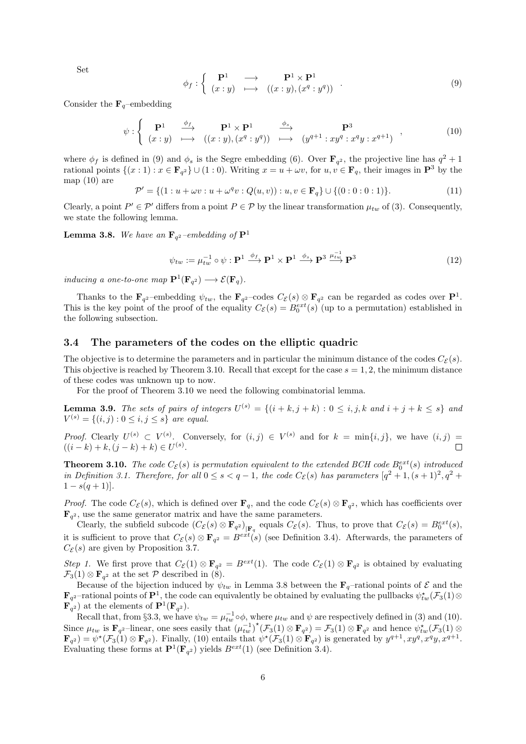Set

$$\phi_f : \left\{ \begin{array}{ccc} \mathbf{P}^1 & \longrightarrow & \mathbf{P}^1 \times \mathbf{P}^1 \\ (x:y) & \longmapsto & ((x:y),(x^q:y^q)) \end{array} \right. . \tag{9}$$

Consider the $\mathbf{F}_q$–embedding

$$\psi : \left\{ \begin{array}{ccccc} \mathbf{P}^1 & \xrightarrow{\phi_f} & \mathbf{P}^1 \times \mathbf{P}^1 & \xrightarrow{\phi_s} & \mathbf{P}^3 \\ (x:y) & \longmapsto & ((x:y),(x^q:y^q)) & \longmapsto & (y^{q+1} : xy^q : x^q y : x^{q+1}) \end{array} \right. , \tag{10}$$

where $\phi_f$ is defined in (9) and $\phi_s$ is the Segre embedding (6). Over $\mathbf{F}_{q^2}$, the projective line has $q^2+1$ rational points $\{(x:1) : x \in \mathbf{F}_{q^2}\} \cup (1:0)$. Writing $x = u + \omega v$, for $u, v \in \mathbf{F}_q$, their images in $\mathbf{P}^3$ by the map (10) are

$$\mathcal{P}' = \{(1 : u+\omega v : u + \omega^q v : Q(u,v)) : u, v \in \mathbf{F}_q\} \cup \{(0:0:0:1)\}. \tag{11}$$

Clearly, a point $P' \in \mathcal{P}'$ differs from a point $P \in \mathcal{P}$ by the linear transformation $\mu_{tw}$ of (3). Consequently, we state the following lemma.

**Lemma 3.8.** *We have an $\mathbf{F}_{q^2}$–embedding of $\mathbf{P}^1$*

$$\psi_{tw} := \mu_{tw}^{-1} \circ \psi : \mathbf{P}^1 \xrightarrow{\phi_f} \mathbf{P}^1 \times \mathbf{P}^1 \xrightarrow{\phi_s} \mathbf{P}^3 \xrightarrow{\mu_{tw}^{-1}} \mathbf{P}^3 \tag{12}$$

*inducing a one-to-one map $\mathbf{P}^1(\mathbf{F}_{q^2}) \longrightarrow \mathcal{E}(\mathbf{F}_q)$.*

Thanks to the $\mathbf{F}_{q^2}$–embedding $\psi_{tw}$, the $\mathbf{F}_{q^2}$–codes $C_{\mathcal{E}}(s) \otimes \mathbf{F}_{q^2}$ can be regarded as codes over $\mathbf{P}^1$. This is the key point of the proof of the equality $C_{\mathcal{E}}(s) = B_0^{ext}(s)$ (up to a permutation) established in the following subsection.

### 3.4 The parameters of the codes on the elliptic quadric

The objective is to determine the parameters and in particular the minimum distance of the codes $C_{\mathcal{E}}(s)$. This objective is reached by Theorem 3.10. Recall that except for the case $s = 1, 2$, the minimum distance of these codes was unknown up to now.

For the proof of Theorem 3.10 we need the following combinatorial lemma.

**Lemma 3.9.** *The sets of pairs of integers $U^{(s)} = \{(i+k, j+k) : 0 \leq i,j,k \text{ and } i+j+k \leq s\}$ and $V^{(s)} = \{(i,j) : 0 \leq i,j \leq s\}$ are equal.*

*Proof.* Clearly $U^{(s)} \subset V^{(s)}$. Conversely, for $(i,j) \in V^{(s)}$ and for $k = \min\{i,j\}$, we have $(i,j) = ((i-k)+k, (j-k)+k) \in U^{(s)}$. $\square$

**Theorem 3.10.** *The code $C_{\mathcal{E}}(s)$ is permutation equivalent to the extended BCH code $B_0^{ext}(s)$ introduced in Definition 3.1. Therefore, for all $0 \leq s < q-1$, the code $C_{\mathcal{E}}(s)$ has parameters $[q^2+1, (s+1)^2, q^2+1-s(q+1)]$.*

*Proof.* The code $C_{\mathcal{E}}(s)$, which is defined over $\mathbf{F}_q$, and the code $C_{\mathcal{E}}(s) \otimes \mathbf{F}_{q^2}$, which has coefficients over $\mathbf{F}_{q^2}$, use the same generator matrix and have the same parameters.

Clearly, the subfield subcode $(C_{\mathcal{E}}(s) \otimes \mathbf{F}_{q^2})_{|\mathbf{F}_q}$ equals $C_{\mathcal{E}}(s)$. Thus, to prove that $C_{\mathcal{E}}(s) = B_0^{ext}(s)$, it is sufficient to prove that $C_{\mathcal{E}}(s) \otimes \mathbf{F}_{q^2} = B^{ext}(s)$ (see Definition 3.4). Afterwards, the parameters of $C_{\mathcal{E}}(s)$ are given by Proposition 3.7.

*Step 1.* We first prove that $C_{\mathcal{E}}(1) \otimes \mathbf{F}_{q^2} = B^{ext}(1)$. The code $C_{\mathcal{E}}(1) \otimes \mathbf{F}_{q^2}$ is obtained by evaluating $\mathcal{F}_3(1) \otimes \mathbf{F}_{q^2}$ at the set $\mathcal{P}$ described in (8).

Because of the bijection induced by $\psi_{tw}$ in Lemma 3.8 between the $\mathbf{F}_q$–rational points of $\mathcal{E}$ and the $\mathbf{F}_{q^2}$–rational points of $\mathbf{P}^1$, the code can equivalently be obtained by evaluating the pullbacks $\psi_{tw}^\star(\mathcal{F}_3(1) \otimes \mathbf{F}_{q^2})$ at the elements of $\mathbf{P}^1(\mathbf{F}_{q^2})$.

Recall that, from §3.3, we have $\psi_{tw} = \mu_{tw}^{-1} \circ \phi$, where $\mu_{tw}$ and $\psi$ are respectively defined in (3) and (10). Since $\mu_{tw}$ is $\mathbf{F}_{q^2}$–linear, one sees easily that $(\mu_{tw}^{-1})^\star(\mathcal{F}_3(1) \otimes \mathbf{F}_{q^2}) = \mathcal{F}_3(1) \otimes \mathbf{F}_{q^2}$ and hence $\psi_{tw}^\star(\mathcal{F}_3(1) \otimes \mathbf{F}_{q^2}) = \psi^\star(\mathcal{F}_3(1) \otimes \mathbf{F}_{q^2})$. Finally, (10) entails that $\psi^\star(\mathcal{F}_3(1) \otimes \mathbf{F}_{q^2})$ is generated by $y^{q+1}, xy^q, x^q y, x^{q+1}$. Evaluating these forms at $\mathbf{P}^1(\mathbf{F}_{q^2})$ yields $B^{ext}(1)$ (see Definition 3.4).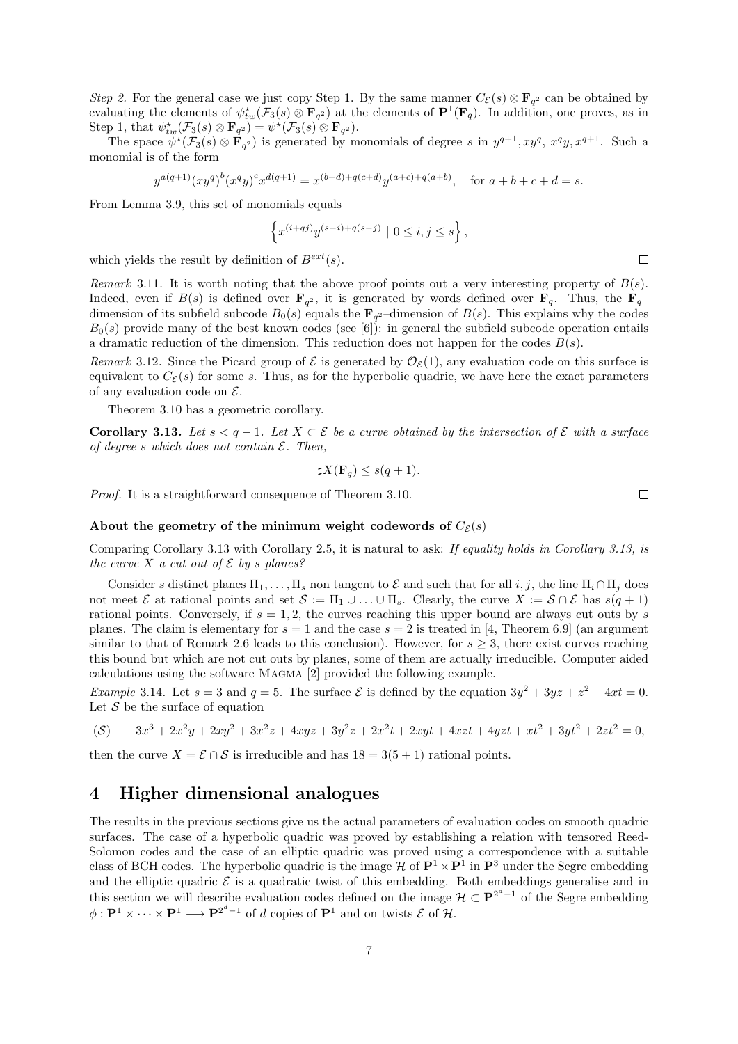*Step 2.* For the general case we just copy Step 1. By the same manner $C_{\mathcal{E}}(s) \otimes \mathbf{F}_{q^2}$ can be obtained by evaluating the elements of $\psi^{\star}_{tw}(\mathcal{F}_3(s) \otimes \mathbf{F}_{q^2})$ at the elements of $\mathbf{P}^1(\mathbf{F}_q)$. In addition, one proves, as in Step 1, that $\psi^{\star}_{tw}(\mathcal{F}_3(s) \otimes \mathbf{F}_{q^2}) = \psi^{\star}(\mathcal{F}_3(s) \otimes \mathbf{F}_{q^2})$.

The space $\psi^{\star}(\mathcal{F}_3(s) \otimes \mathbf{F}_{q^2})$ is generated by monomials of degree $s$ in $y^{q+1}, xy^q, x^q y, x^{q+1}$. Such a monomial is of the form

$$y^{a(q+1)}(xy^q)^b(x^q y)^c x^{d(q+1)} = x^{(b+d)+q(c+d)} y^{(a+c)+q(a+b)}, \quad \text{for } a+b+c+d = s.$$

From Lemma 3.9, this set of monomials equals

$$\left\{ x^{(i+qj)} y^{(s-i)+q(s-j)} \mid 0 \leq i, j \leq s \right\},$$

which yields the result by definition of $B^{ext}(s)$. $\square$

*Remark* 3.11. It is worth noting that the above proof points out a very interesting property of $B(s)$. Indeed, even if $B(s)$ is defined over $\mathbf{F}_{q^2}$, it is generated by words defined over $\mathbf{F}_q$. Thus, the $\mathbf{F}_q$–dimension of its subfield subcode $B_0(s)$ equals the $\mathbf{F}_{q^2}$–dimension of $B(s)$. This explains why the codes $B_0(s)$ provide many of the best known codes (see [6]): in general the subfield subcode operation entails a dramatic reduction of the dimension. This reduction does not happen for the codes $B(s)$.

*Remark* 3.12. Since the Picard group of $\mathcal{E}$ is generated by $\mathcal{O}_{\mathcal{E}}(1)$, any evaluation code on this surface is equivalent to $C_{\mathcal{E}}(s)$ for some $s$. Thus, as for the hyperbolic quadric, we have here the exact parameters of any evaluation code on $\mathcal{E}$.

Theorem 3.10 has a geometric corollary.

**Corollary 3.13.** *Let $s < q-1$. Let $X \subset \mathcal{E}$ be a curve obtained by the intersection of $\mathcal{E}$ with a surface of degree $s$ which does not contain $\mathcal{E}$. Then,*

$$\sharp X(\mathbf{F}_q) \leq s(q+1).$$

*Proof.* It is a straightforward consequence of Theorem 3.10. $\square$

### About the geometry of the minimum weight codewords of $C_{\mathcal{E}}(s)$

Comparing Corollary 3.13 with Corollary 2.5, it is natural to ask: *If equality holds in Corollary 3.13, is the curve $X$ a cut out of $\mathcal{E}$ by $s$ planes?*

Consider $s$ distinct planes $\Pi_1, \ldots, \Pi_s$ non tangent to $\mathcal{E}$ and such that for all $i, j$, the line $\Pi_i \cap \Pi_j$ does not meet $\mathcal{E}$ at rational points and set $\mathcal{S} := \Pi_1 \cup \ldots \cup \Pi_s$. Clearly, the curve $X := \mathcal{S} \cap \mathcal{E}$ has $s(q+1)$ rational points. Conversely, if $s = 1, 2$, the curves reaching this upper bound are always cut outs by $s$ planes. The claim is elementary for $s = 1$ and the case $s = 2$ is treated in [4, Theorem 6.9] (an argument similar to that of Remark 2.6 leads to this conclusion). However, for $s \geq 3$, there exist curves reaching this bound but which are not cut outs by planes, some of them are actually irreducible. Computer aided calculations using the software Magma [2] provided the following example.

*Example* 3.14. Let $s = 3$ and $q = 5$. The surface $\mathcal{E}$ is defined by the equation $3y^2 + 3yz + z^2 + 4xt = 0$. Let $\mathcal{S}$ be the surface of equation

$$(\mathcal{S}) \qquad 3x^3 + 2x^2y + 2xy^2 + 3x^2z + 4xyz + 3y^2z + 2x^2t + 2xyt + 4xzt + 4yzt + xt^2 + 3yt^2 + 2zt^2 = 0,$$

then the curve $X = \mathcal{E} \cap \mathcal{S}$ is irreducible and has $18 = 3(5+1)$ rational points.

# 4 Higher dimensional analogues

The results in the previous sections give us the actual parameters of evaluation codes on smooth quadric surfaces. The case of a hyperbolic quadric was proved by establishing a relation with tensored Reed-Solomon codes and the case of an elliptic quadric was proved using a correspondence with a suitable class of BCH codes. The hyperbolic quadric is the image $\mathcal{H}$ of $\mathbf{P}^1 \times \mathbf{P}^1$ in $\mathbf{P}^3$ under the Segre embedding and the elliptic quadric $\mathcal{E}$ is a quadratic twist of this embedding. Both embeddings generalise and in this section we will describe evaluation codes defined on the image $\mathcal{H} \subset \mathbf{P}^{2^d-1}$ of the Segre embedding $\phi : \mathbf{P}^1 \times \cdots \times \mathbf{P}^1 \longrightarrow \mathbf{P}^{2^d-1}$ of $d$ copies of $\mathbf{P}^1$ and on twists $\mathcal{E}$ of $\mathcal{H}$.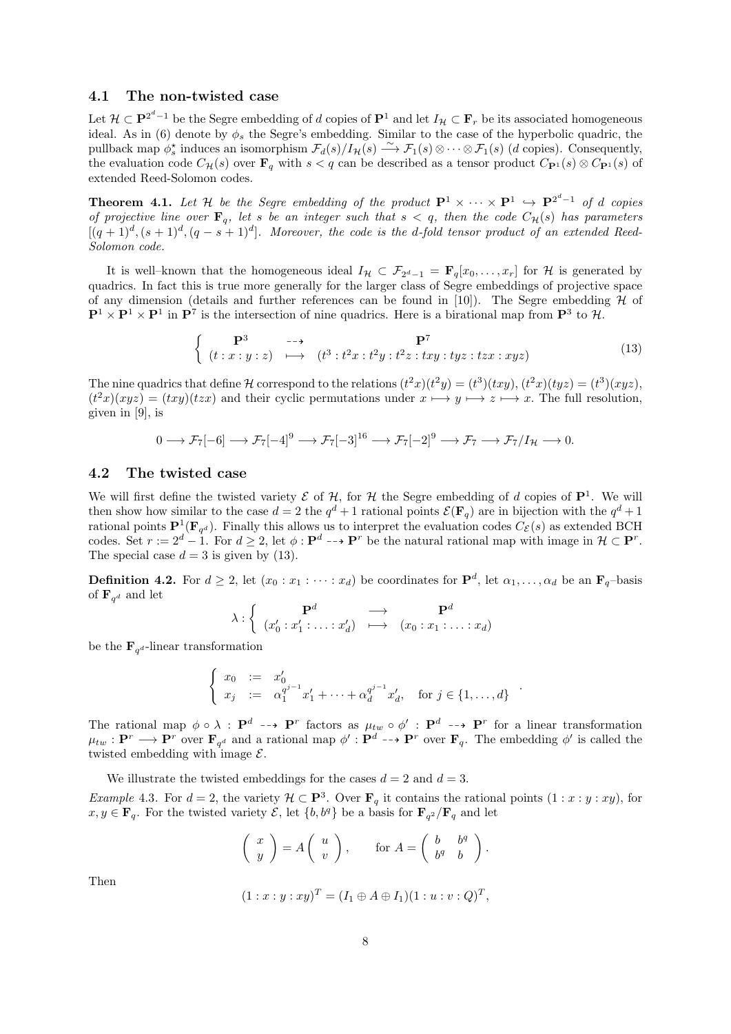### 4.1 The non-twisted case

Let $\mathcal{H} \subset \mathbf{P}^{2^d-1}$ be the Segre embedding of $d$ copies of $\mathbf{P}^1$ and let $I_{\mathcal{H}} \subset \mathbf{F}_r$ be its associated homogeneous ideal. As in (6) denote by $\phi_s$ the Segre's embedding. Similar to the case of the hyperbolic quadric, the pullback map $\phi_s^\star$ induces an isomorphism $\mathcal{F}_d(s)/I_{\mathcal{H}}(s) \xrightarrow{\sim} \mathcal{F}_1(s) \otimes \cdots \otimes \mathcal{F}_1(s)$ ($d$ copies). Consequently, the evaluation code $C_{\mathcal{H}}(s)$ over $\mathbf{F}_q$ with $s < q$ can be described as a tensor product $C_{\mathbf{P}^1}(s) \otimes C_{\mathbf{P}^1}(s)$ of extended Reed-Solomon codes.

**Theorem 4.1.** *Let $\mathcal{H}$ be the Segre embedding of the product $\mathbf{P}^1 \times \cdots \times \mathbf{P}^1 \hookrightarrow \mathbf{P}^{2^d-1}$ of $d$ copies of projective line over $\mathbf{F}_q$, let $s$ be an integer such that $s < q$, then the code $C_{\mathcal{H}}(s)$ has parameters $[(q+1)^d, (s+1)^d, (q-s+1)^d]$. Moreover, the code is the $d$-fold tensor product of an extended Reed-Solomon code.*

It is well–known that the homogeneous ideal $I_{\mathcal{H}} \subset \mathcal{F}_{2^d-1} = \mathbf{F}_q[x_0, \ldots, x_r]$ for $\mathcal{H}$ is generated by quadrics. In fact this is true more generally for the larger class of Segre embeddings of projective space of any dimension (details and further references can be found in [10]). The Segre embedding $\mathcal{H}$ of $\mathbf{P}^1 \times \mathbf{P}^1 \times \mathbf{P}^1$ in $\mathbf{P}^7$ is the intersection of nine quadrics. Here is a birational map from $\mathbf{P}^3$ to $\mathcal{H}$.

$$
\left\{ \begin{array}{ccc} \mathbf{P}^3 & \dashrightarrow & \mathbf{P}^7 \\ (t:x:y:z) & \longmapsto & (t^3 : t^2x : t^2y : t^2z : txy : tyz : tzx : xyz) \end{array} \right. \tag{13}
$$

The nine quadrics that define $\mathcal{H}$ correspond to the relations $(t^2x)(t^2y) = (t^3)(txy)$, $(t^2x)(tyz) = (t^3)(xyz)$, $(t^2x)(xyz) = (txy)(tzx)$ and their cyclic permutations under $x \longmapsto y \longmapsto z \longmapsto x$. The full resolution, given in [9], is

$$
0 \longrightarrow \mathcal{F}_7[-6] \longrightarrow \mathcal{F}_7[-4]^9 \longrightarrow \mathcal{F}_7[-3]^{16} \longrightarrow \mathcal{F}_7[-2]^9 \longrightarrow \mathcal{F}_7 \longrightarrow \mathcal{F}_7/I_{\mathcal{H}} \longrightarrow 0.
$$

### 4.2 The twisted case

We will first define the twisted variety $\mathcal{E}$ of $\mathcal{H}$, for $\mathcal{H}$ the Segre embedding of $d$ copies of $\mathbf{P}^1$. We will then show how similar to the case $d = 2$ the $q^d + 1$ rational points $\mathcal{E}(\mathbf{F}_q)$ are in bijection with the $q^d + 1$ rational points $\mathbf{P}^1(\mathbf{F}_{q^d})$. Finally this allows us to interpret the evaluation codes $C_{\mathcal{E}}(s)$ as extended BCH codes. Set $r := 2^d - 1$. For $d \geq 2$, let $\phi : \mathbf{P}^d \dashrightarrow \mathbf{P}^r$ be the natural rational map with image in $\mathcal{H} \subset \mathbf{P}^r$. The special case $d = 3$ is given by (13).

**Definition 4.2.** For $d \geq 2$, let $(x_0 : x_1 : \cdots : x_d)$ be coordinates for $\mathbf{P}^d$, let $\alpha_1, \ldots, \alpha_d$ be an $\mathbf{F}_q$–basis of $\mathbf{F}_{q^d}$ and let

$$
\lambda : \left\{ \begin{array}{ccc} \mathbf{P}^d & \longrightarrow & \mathbf{P}^d \\ (x'_0 : x'_1 : \ldots : x'_d) & \longmapsto & (x_0 : x_1 : \ldots : x_d) \end{array} \right.
$$

be the $\mathbf{F}_{q^d}$-linear transformation

$$
\left\{ \begin{array}{lll} x_0 & := & x'_0 \\ x_j & := & \alpha_1^{q^{j-1}} x'_1 + \cdots + \alpha_d^{q^{j-1}} x'_d, \quad \text{for } j \in \{1, \ldots, d\} \end{array} \right. .
$$

The rational map $\phi \circ \lambda : \mathbf{P}^d \dashrightarrow \mathbf{P}^r$ factors as $\mu_{tw} \circ \phi' : \mathbf{P}^d \dashrightarrow \mathbf{P}^r$ for a linear transformation $\mu_{tw} : \mathbf{P}^r \longrightarrow \mathbf{P}^r$ over $\mathbf{F}_{q^d}$ and a rational map $\phi' : \mathbf{P}^d \dashrightarrow \mathbf{P}^r$ over $\mathbf{F}_q$. The embedding $\phi'$ is called the twisted embedding with image $\mathcal{E}$.

We illustrate the twisted embeddings for the cases $d = 2$ and $d = 3$.

*Example* 4.3. For $d = 2$, the variety $\mathcal{H} \subset \mathbf{P}^3$. Over $\mathbf{F}_q$ it contains the rational points $(1 : x : y : xy)$, for $x, y \in \mathbf{F}_q$. For the twisted variety $\mathcal{E}$, let $\{b, b^q\}$ be a basis for $\mathbf{F}_{q^2}/\mathbf{F}_q$ and let

$$
\left( \begin{array}{c} x \\ y \end{array} \right) = A \left( \begin{array}{c} u \\ v \end{array} \right), \qquad \text{for } A = \left( \begin{array}{cc} b & b^q \\ b^q & b \end{array} \right).
$$

Then

$$
(1 : x : y : xy)^T = (I_1 \oplus A \oplus I_1)(1 : u : v : Q)^T,
$$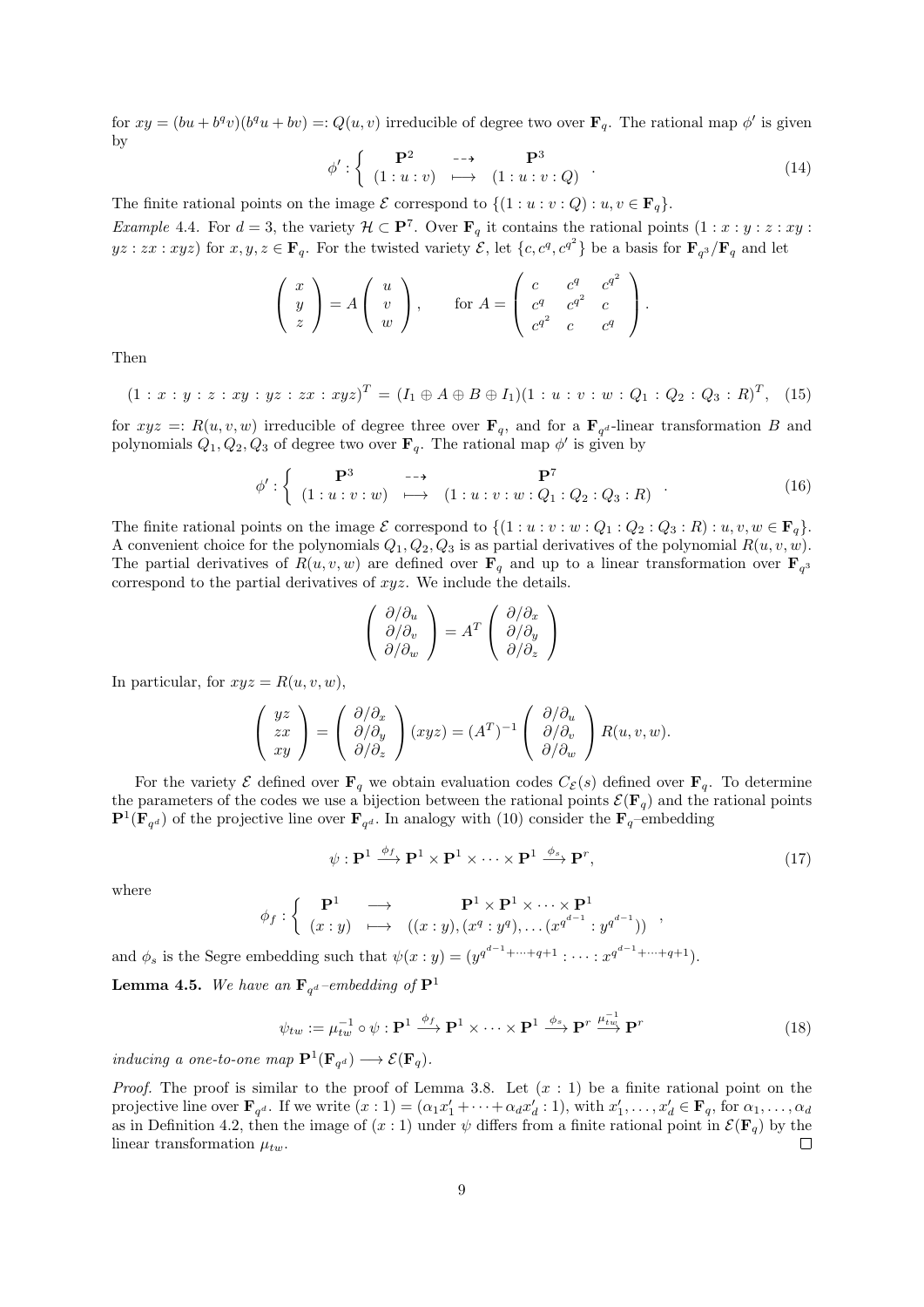for $xy = (bu + b^q v)(b^q u + bv) =: Q(u,v)$ irreducible of degree two over $\mathbf{F}_q$. The rational map $\phi'$ is given by

$$\phi' : \left\{ \begin{array}{ccc} \mathbf{P}^2 & \dashrightarrow & \mathbf{P}^3 \\ (1:u:v) & \longmapsto & (1:u:v:Q) \end{array} \right. . \tag{14}$$

The finite rational points on the image $\mathcal{E}$ correspond to $\{(1:u:v:Q) : u,v \in \mathbf{F}_q\}$.

*Example* 4.4. For $d = 3$, the variety $\mathcal{H} \subset \mathbf{P}^7$. Over $\mathbf{F}_q$ it contains the rational points $(1:x:y:z:xy:yz:zx:xyz)$ for $x,y,z \in \mathbf{F}_q$. For the twisted variety $\mathcal{E}$, let $\{c, c^q, c^{q^2}\}$ be a basis for $\mathbf{F}_{q^3}/\mathbf{F}_q$ and let

$$\left( \begin{array}{c} x \\ y \\ z \end{array} \right) = A \left( \begin{array}{c} u \\ v \\ w \end{array} \right), \qquad \text{for } A = \left( \begin{array}{ccc} c & c^q & c^{q^2} \\ c^q & c^{q^2} & c \\ c^{q^2} & c & c^q \end{array} \right).$$

Then

$$(1:x:y:z:xy:yz:zx:xyz)^T = (I_1 \oplus A \oplus B \oplus I_1)(1:u:v:w:Q_1:Q_2:Q_3:R)^T, \tag{15}$$

for $xyz =: R(u,v,w)$ irreducible of degree three over $\mathbf{F}_q$, and for a $\mathbf{F}_{q^d}$-linear transformation $B$ and polynomials $Q_1, Q_2, Q_3$ of degree two over $\mathbf{F}_q$. The rational map $\phi'$ is given by

$$\phi' : \left\{ \begin{array}{ccc} \mathbf{P}^3 & \dashrightarrow & \mathbf{P}^7 \\ (1:u:v:w) & \longmapsto & (1:u:v:w:Q_1:Q_2:Q_3:R) \end{array} \right. . \tag{16}$$

The finite rational points on the image $\mathcal{E}$ correspond to $\{(1:u:v:w:Q_1:Q_2:Q_3:R) : u,v,w \in \mathbf{F}_q\}$. A convenient choice for the polynomials $Q_1, Q_2, Q_3$ is as partial derivatives of the polynomial $R(u,v,w)$. The partial derivatives of $R(u,v,w)$ are defined over $\mathbf{F}_q$ and up to a linear transformation over $\mathbf{F}_{q^3}$ correspond to the partial derivatives of $xyz$. We include the details.

$$\left( \begin{array}{c} \partial/\partial_u \\ \partial/\partial_v \\ \partial/\partial_w \end{array} \right) = A^T \left( \begin{array}{c} \partial/\partial_x \\ \partial/\partial_y \\ \partial/\partial_z \end{array} \right)$$

In particular, for $xyz = R(u,v,w)$,

$$\left( \begin{array}{c} yz \\ zx \\ xy \end{array} \right) = \left( \begin{array}{c} \partial/\partial_x \\ \partial/\partial_y \\ \partial/\partial_z \end{array} \right) (xyz) = (A^T)^{-1} \left( \begin{array}{c} \partial/\partial_u \\ \partial/\partial_v \\ \partial/\partial_w \end{array} \right) R(u,v,w).$$

For the variety $\mathcal{E}$ defined over $\mathbf{F}_q$ we obtain evaluation codes $C_{\mathcal{E}}(s)$ defined over $\mathbf{F}_q$. To determine the parameters of the codes we use a bijection between the rational points $\mathcal{E}(\mathbf{F}_q)$ and the rational points $\mathbf{P}^1(\mathbf{F}_{q^d})$ of the projective line over $\mathbf{F}_{q^d}$. In analogy with (10) consider the $\mathbf{F}_q$–embedding

$$\psi : \mathbf{P}^1 \xrightarrow{\phi_f} \mathbf{P}^1 \times \mathbf{P}^1 \times \cdots \mathbf{P}^1 \xrightarrow{\phi_s} \mathbf{P}^r, \tag{17}$$

where

$$\phi_f : \left\{ \begin{array}{ccc} \mathbf{P}^1 & \longrightarrow & \mathbf{P}^1 \times \mathbf{P}^1 \times \cdots \times \mathbf{P}^1 \\ (x:y) & \longmapsto & ((x:y), (x^q:y^q), \ldots (x^{q^{d-1}}:y^{q^{d-1}})) \end{array} \right. ,$$

and $\phi_s$ is the Segre embedding such that $\psi(x:y) = (y^{q^{d-1}+\cdots+q+1} : \cdots : x^{q^{d-1}+\cdots+q+1})$.

**Lemma 4.5.** *We have an $\mathbf{F}_{q^d}$–embedding of $\mathbf{P}^1$*

$$\psi_{tw} := \mu_{tw}^{-1} \circ \psi : \mathbf{P}^1 \xrightarrow{\phi_f} \mathbf{P}^1 \times \cdots \times \mathbf{P}^1 \xrightarrow{\phi_s} \mathbf{P}^r \xrightarrow{\mu_{tw}^{-1}} \mathbf{P}^r \tag{18}$$

*inducing a one-to-one map $\mathbf{P}^1(\mathbf{F}_{q^d}) \longrightarrow \mathcal{E}(\mathbf{F}_q)$.*

*Proof.* The proof is similar to the proof of Lemma 3.8. Let $(x:1)$ be a finite rational point on the projective line over $\mathbf{F}_{q^d}$. If we write $(x:1) = (\alpha_1 x'_1 + \cdots + \alpha_d x'_d : 1)$, with $x'_1, \ldots, x'_d \in \mathbf{F}_q$, for $\alpha_1, \ldots, \alpha_d$ as in Definition 4.2, then the image of $(x:1)$ under $\psi$ differs from a finite rational point in $\mathcal{E}(\mathbf{F}_q)$ by the linear transformation $\mu_{tw}$. □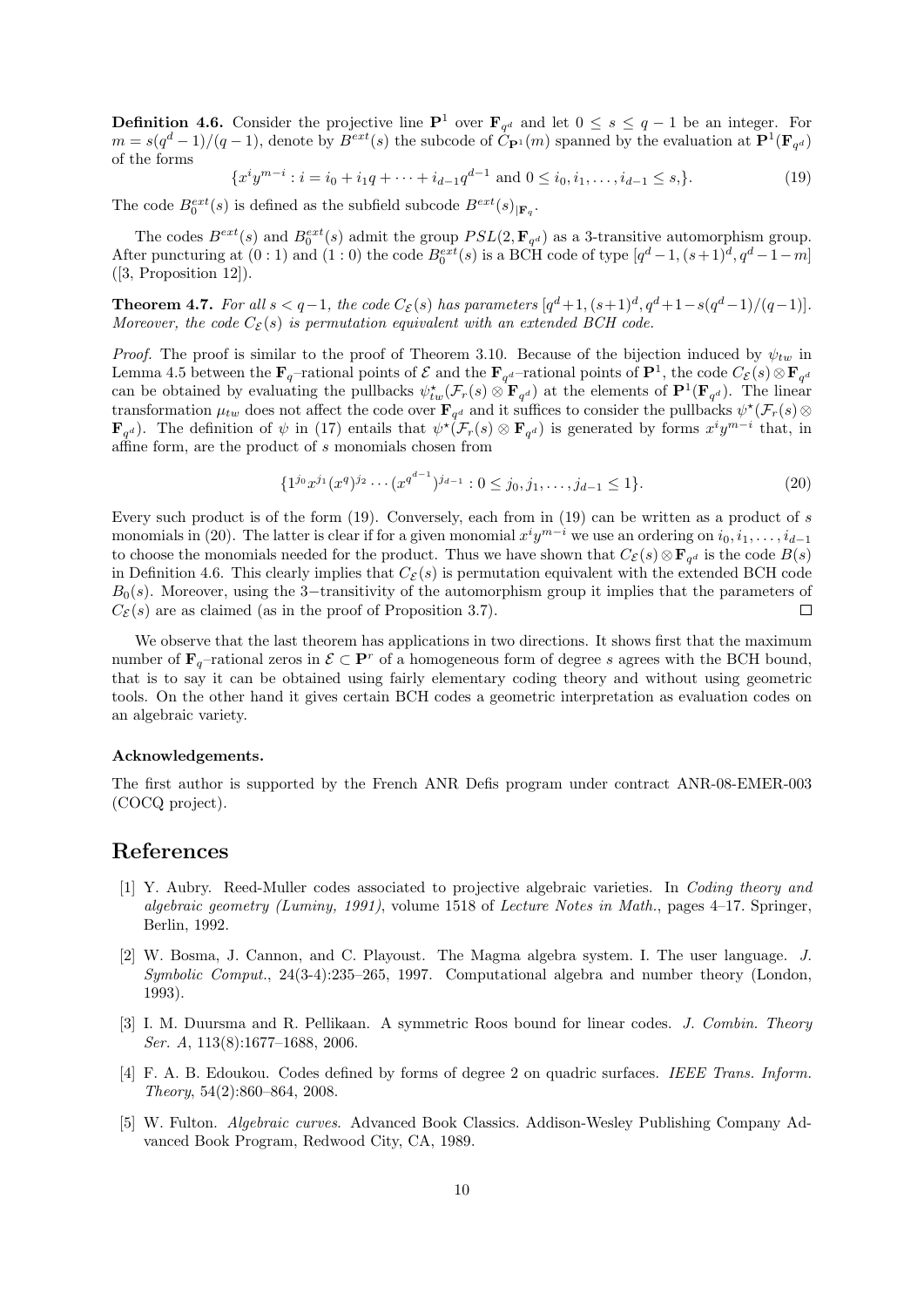**Definition 4.6.** Consider the projective line $\mathbf{P}^1$ over $\mathbf{F}_{q^d}$ and let $0 \leq s \leq q-1$ be an integer. For $m = s(q^d-1)/(q-1)$, denote by $B^{ext}(s)$ the subcode of $C_{\mathbf{P}^1}(m)$ spanned by the evaluation at $\mathbf{P}^1(\mathbf{F}_{q^d})$ of the forms

$$\{x^i y^{m-i} : i = i_0 + i_1 q + \cdots + i_{d-1} q^{d-1} \text{ and } 0 \leq i_0, i_1, \ldots, i_{d-1} \leq s, \}. \tag{19}$$

The code $B_0^{ext}(s)$ is defined as the subfield subcode $B^{ext}(s)_{|\mathbf{F}_q}$.

The codes $B^{ext}(s)$ and $B_0^{ext}(s)$ admit the group $PSL(2, \mathbf{F}_{q^d})$ as a 3-transitive automorphism group. After puncturing at $(0:1)$ and $(1:0)$ the code $B_0^{ext}(s)$ is a BCH code of type $[q^d-1, (s+1)^d, q^d-1-m]$ ([3, Proposition 12]).

**Theorem 4.7.** *For all $s < q-1$, the code $C_{\mathcal{E}}(s)$ has parameters $[q^d+1, (s+1)^d, q^d+1-s(q^d-1)/(q-1)]$. Moreover, the code $C_{\mathcal{E}}(s)$ is permutation equivalent with an extended BCH code.*

*Proof.* The proof is similar to the proof of Theorem 3.10. Because of the bijection induced by $\psi_{tw}$ in Lemma 4.5 between the $\mathbf{F}_q$–rational points of $\mathcal{E}$ and the $\mathbf{F}_{q^d}$–rational points of $\mathbf{P}^1$, the code $C_{\mathcal{E}}(s) \otimes \mathbf{F}_{q^d}$ can be obtained by evaluating the pullbacks $\psi_{tw}^{\star}(\mathcal{F}_r(s) \otimes \mathbf{F}_{q^d})$ at the elements of $\mathbf{P}^1(\mathbf{F}_{q^d})$. The linear transformation $\mu_{tw}$ does not affect the code over $\mathbf{F}_{q^d}$ and it suffices to consider the pullbacks $\psi^{\star}(\mathcal{F}_r(s) \otimes \mathbf{F}_{q^d})$. The definition of $\psi$ in (17) entails that $\psi^{\star}(\mathcal{F}_r(s) \otimes \mathbf{F}_{q^d})$ is generated by forms $x^i y^{m-i}$ that, in affine form, are the product of $s$ monomials chosen from

$$\{1^{j_0} x^{j_1} (x^q)^{j_2} \cdots (x^{q^{d-1}})^{j_{d-1}} : 0 \leq j_0, j_1, \ldots, j_{d-1} \leq 1\}. \tag{20}$$

Every such product is of the form (19). Conversely, each from in (19) can be written as a product of $s$ monomials in (20). The latter is clear if for a given monomial $x^i y^{m-i}$ we use an ordering on $i_0, i_1, \ldots, i_{d-1}$ to choose the monomials needed for the product. Thus we have shown that $C_{\mathcal{E}}(s) \otimes \mathbf{F}_{q^d}$ is the code $B(s)$ in Definition 4.6. This clearly implies that $C_{\mathcal{E}}(s)$ is permutation equivalent with the extended BCH code $B_0(s)$. Moreover, using the 3–transitivity of the automorphism group it implies that the parameters of $C_{\mathcal{E}}(s)$ are as claimed (as in the proof of Proposition 3.7). $\square$

We observe that the last theorem has applications in two directions. It shows first that the maximum number of $\mathbf{F}_q$–rational zeros in $\mathcal{E} \subset \mathbf{P}^r$ of a homogeneous form of degree $s$ agrees with the BCH bound, that is to say it can be obtained using fairly elementary coding theory and without using geometric tools. On the other hand it gives certain BCH codes a geometric interpretation as evaluation codes on an algebraic variety.

**Acknowledgements.**

The first author is supported by the French ANR Defis program under contract ANR-08-EMER-003 (COCQ project).

# References

[1] Y. Aubry. Reed-Muller codes associated to projective algebraic varieties. In *Coding theory and algebraic geometry (Luminy, 1991)*, volume 1518 of *Lecture Notes in Math.*, pages 4–17. Springer, Berlin, 1992.

[2] W. Bosma, J. Cannon, and C. Playoust. The Magma algebra system. I. The user language. *J. Symbolic Comput.*, 24(3-4):235–265, 1997. Computational algebra and number theory (London, 1993).

[3] I. M. Duursma and R. Pellikaan. A symmetric Roos bound for linear codes. *J. Combin. Theory Ser. A*, 113(8):1677–1688, 2006.

[4] F. A. B. Edoukou. Codes defined by forms of degree 2 on quadric surfaces. *IEEE Trans. Inform. Theory*, 54(2):860–864, 2008.

[5] W. Fulton. *Algebraic curves*. Advanced Book Classics. Addison-Wesley Publishing Company Advanced Book Program, Redwood City, CA, 1989.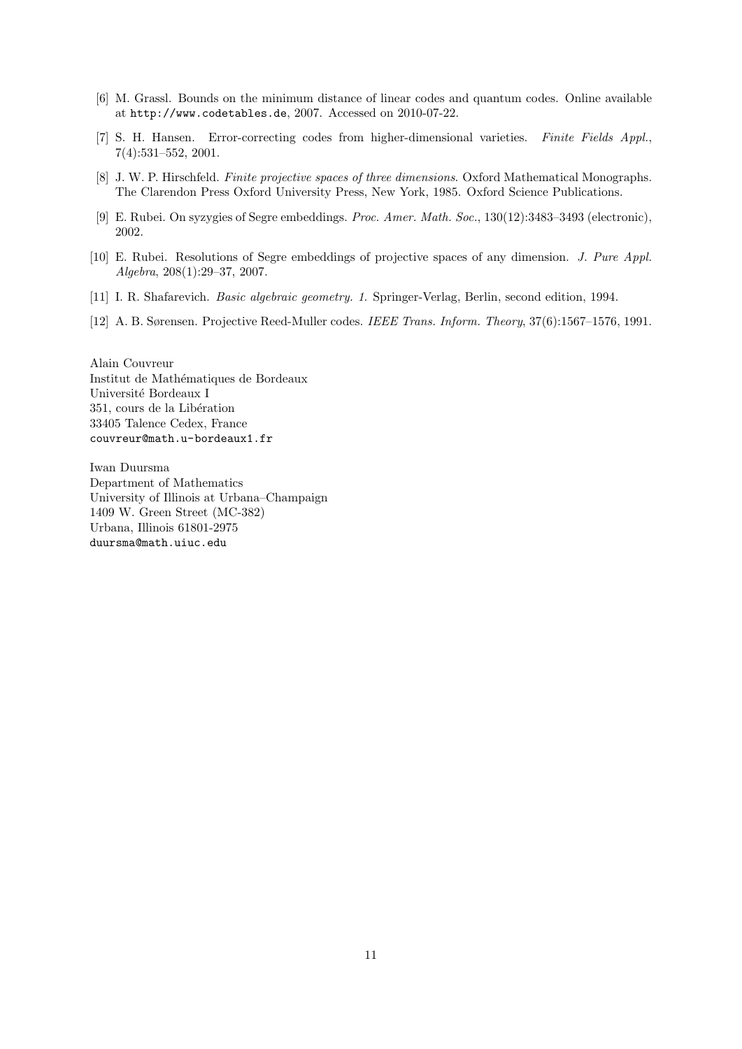[6] M. Grassl. Bounds on the minimum distance of linear codes and quantum codes. Online available at `http://www.codetables.de`, 2007. Accessed on 2010-07-22.

[7] S. H. Hansen. Error-correcting codes from higher-dimensional varieties. *Finite Fields Appl.*, 7(4):531–552, 2001.

[8] J. W. P. Hirschfeld. *Finite projective spaces of three dimensions*. Oxford Mathematical Monographs. The Clarendon Press Oxford University Press, New York, 1985. Oxford Science Publications.

[9] E. Rubei. On syzygies of Segre embeddings. *Proc. Amer. Math. Soc.*, 130(12):3483–3493 (electronic), 2002.

[10] E. Rubei. Resolutions of Segre embeddings of projective spaces of any dimension. *J. Pure Appl. Algebra*, 208(1):29–37, 2007.

[11] I. R. Shafarevich. *Basic algebraic geometry. 1*. Springer-Verlag, Berlin, second edition, 1994.

[12] A. B. Sørensen. Projective Reed-Muller codes. *IEEE Trans. Inform. Theory*, 37(6):1567–1576, 1991.

Alain Couvreur  
Institut de Mathématiques de Bordeaux  
Université Bordeaux I  
351, cours de la Libération  
33405 Talence Cedex, France  
`couvreur@math.u-bordeaux1.fr`

Iwan Duursma  
Department of Mathematics  
University of Illinois at Urbana–Champaign  
1409 W. Green Street (MC-382)  
Urbana, Illinois 61801-2975  
`duursma@math.uiuc.edu`